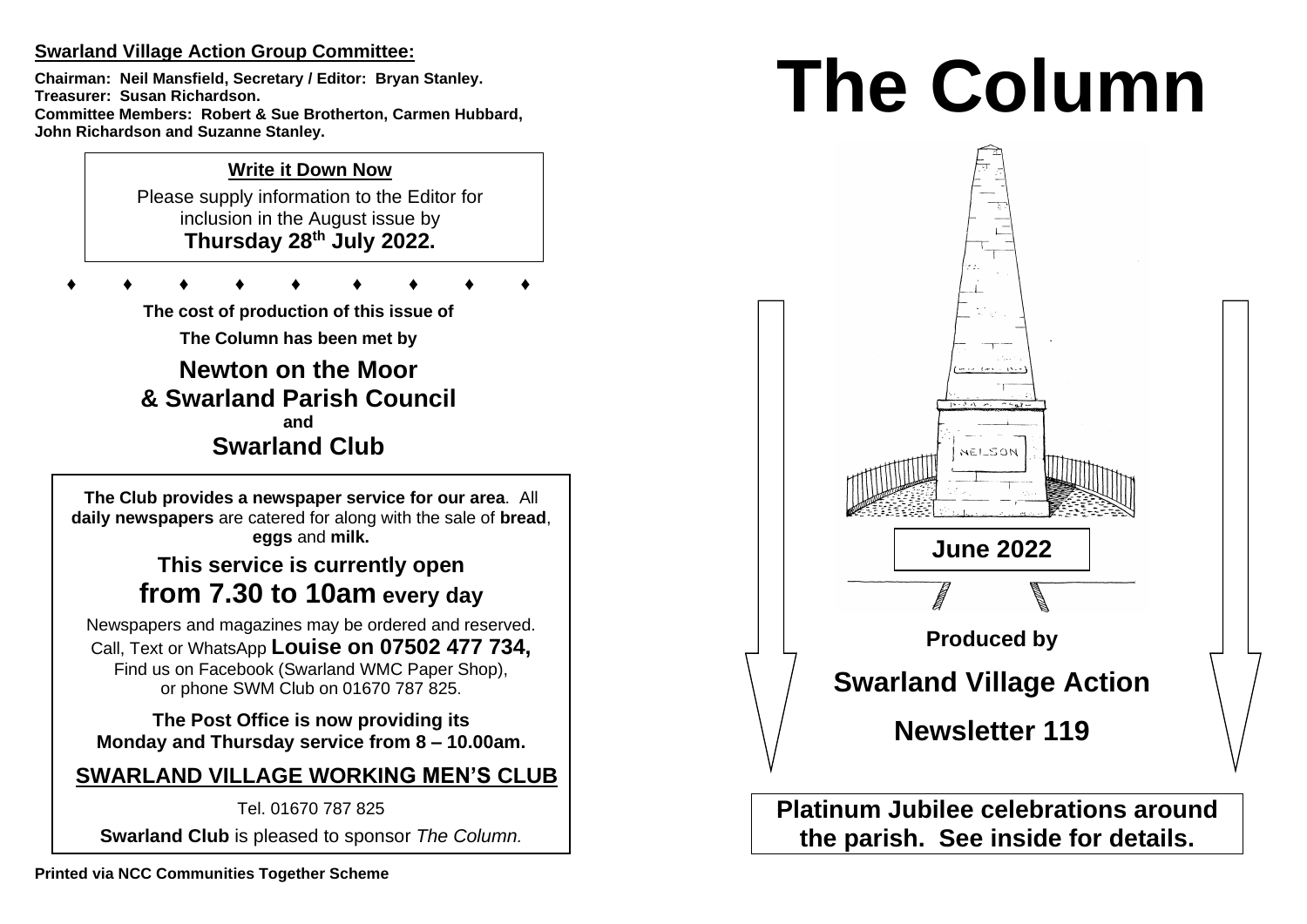**Swarland Village Action Group Committee:**

**Chairman: Neil Mansfield, Secretary / Editor: Bryan Stanley.**
**Treasurer: Susan Richardson.**
**Committee Members: Robert & Sue Brotherton, Carmen Hubbard, John Richardson and Suzanne Stanley.**

**Write it Down Now**

Please supply information to the Editor for inclusion in the August issue by
**Thursday 28th July 2022.**

♦ ♦ ♦ ♦ ♦ ♦ ♦ ♦ ♦

**The cost of production of this issue of The Column has been met by**

**Newton on the Moor & Swarland Parish Council**
**and**
**Swarland Club**

**The Club provides a newspaper service for our area**. All **daily newspapers** are catered for along with the sale of **bread**, **eggs** and **milk.**

**This service is currently open from 7.30 to 10am every day**

Newspapers and magazines may be ordered and reserved.
Call, Text or WhatsApp **Louise on 07502 477 734,**
Find us on Facebook (Swarland WMC Paper Shop), or phone SWM Club on 01670 787 825.

**The Post Office is now providing its Monday and Thursday service from 8 – 10.00am.**

**SWARLAND VILLAGE WORKING MEN'S CLUB**

Tel. 01670 787 825

**Swarland Club** is pleased to sponsor *The Column.*

**Printed via NCC Communities Together Scheme**

# The Column

NELSON

**June 2022**

**Produced by**

**Swarland Village Action**

**Newsletter 119**

**Platinum Jubilee celebrations around the parish. See inside for details.**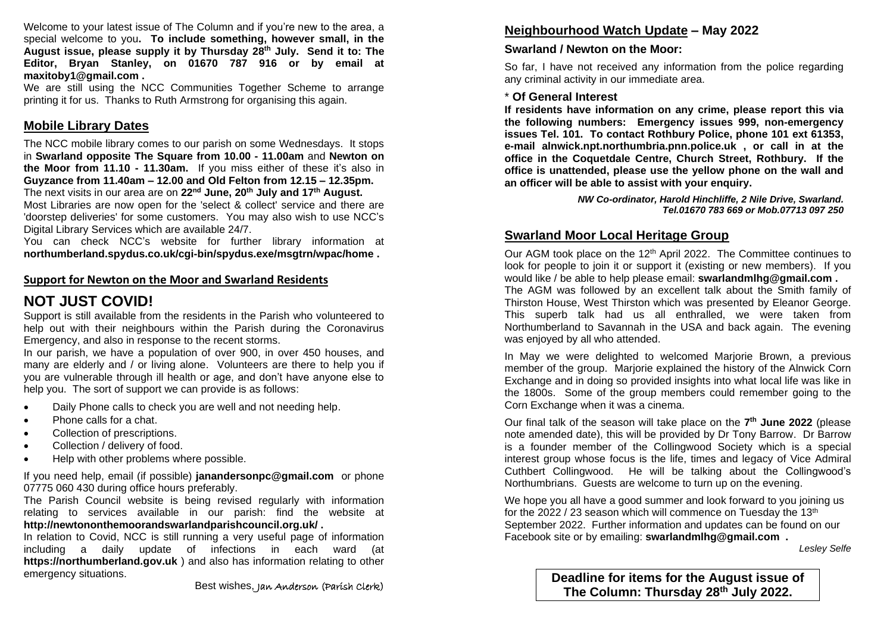Welcome to your latest issue of The Column and if you're new to the area, a special welcome to you**. To include something, however small, in the August issue, please supply it by Thursday 28th July. Send it to: The Editor, Bryan Stanley, on 01670 787 916 or by email at maxitoby1@gmail.com .**

We are still using the NCC Communities Together Scheme to arrange printing it for us. Thanks to Ruth Armstrong for organising this again.

## Mobile Library Dates

The NCC mobile library comes to our parish on some Wednesdays. It stops in **Swarland opposite The Square from 10.00 - 11.00am** and **Newton on the Moor from 11.10 - 11.30am.** If you miss either of these it's also in **Guyzance from 11.40am – 12.00 and Old Felton from 12.15 – 12.35pm.**

The next visits in our area are on **22nd June, 20th July and 17th August.**

Most Libraries are now open for the 'select & collect' service and there are 'doorstep deliveries' for some customers. You may also wish to use NCC's Digital Library Services which are available 24/7.

You can check NCC's website for further library information at **northumberland.spydus.co.uk/cgi-bin/spydus.exe/msgtrn/wpac/home .**

## Support for Newton on the Moor and Swarland Residents

# NOT JUST COVID!

Support is still available from the residents in the Parish who volunteered to help out with their neighbours within the Parish during the Coronavirus Emergency, and also in response to the recent storms.

In our parish, we have a population of over 900, in over 450 houses, and many are elderly and / or living alone. Volunteers are there to help you if you are vulnerable through ill health or age, and don't have anyone else to help you. The sort of support we can provide is as follows:

- Daily Phone calls to check you are well and not needing help.
- Phone calls for a chat.
- Collection of prescriptions.
- Collection / delivery of food.
- Help with other problems where possible.

If you need help, email (if possible) **janandersonpc@gmail.com** or phone 07775 060 430 during office hours preferably.

The Parish Council website is being revised regularly with information relating to services available in our parish: find the website at **http://newtononthemoorandswarlandparishcouncil.org.uk/ .**

In relation to Covid, NCC is still running a very useful page of information including a daily update of infections in each ward (at **https://northumberland.gov.uk** ) and also has information relating to other emergency situations.

Best wishes, Jan Anderson (Parish Clerk)

## Neighbourhood Watch Update – May 2022

### Swarland / Newton on the Moor:

So far, I have not received any information from the police regarding any criminal activity in our immediate area.

### * Of General Interest

**If residents have information on any crime, please report this via the following numbers: Emergency issues 999, non-emergency issues Tel. 101. To contact Rothbury Police, phone 101 ext 61353, e-mail alnwick.npt.northumbria.pnn.police.uk , or call in at the office in the Coquetdale Centre, Church Street, Rothbury. If the office is unattended, please use the yellow phone on the wall and an officer will be able to assist with your enquiry.**

***NW Co-ordinator, Harold Hinchliffe, 2 Nile Drive, Swarland. Tel.01670 783 669 or Mob.07713 097 250***

## Swarland Moor Local Heritage Group

Our AGM took place on the 12th April 2022. The Committee continues to look for people to join it or support it (existing or new members). If you would like / be able to help please email: **swarlandmlhg@gmail.com .**

The AGM was followed by an excellent talk about the Smith family of Thirston House, West Thirston which was presented by Eleanor George. This superb talk had us all enthralled, we were taken from Northumberland to Savannah in the USA and back again. The evening was enjoyed by all who attended.

In May we were delighted to welcomed Marjorie Brown, a previous member of the group. Marjorie explained the history of the Alnwick Corn Exchange and in doing so provided insights into what local life was like in the 1800s. Some of the group members could remember going to the Corn Exchange when it was a cinema.

Our final talk of the season will take place on the **7th June 2022** (please note amended date), this will be provided by Dr Tony Barrow. Dr Barrow is a founder member of the Collingwood Society which is a special interest group whose focus is the life, times and legacy of Vice Admiral Cuthbert Collingwood. He will be talking about the Collingwood's Northumbrians. Guests are welcome to turn up on the evening.

We hope you all have a good summer and look forward to you joining us for the 2022 / 23 season which will commence on Tuesday the 13th September 2022. Further information and updates can be found on our Facebook site or by emailing: **swarlandmlhg@gmail.com .**

*Lesley Selfe*

**Deadline for items for the August issue of The Column: Thursday 28th July 2022.**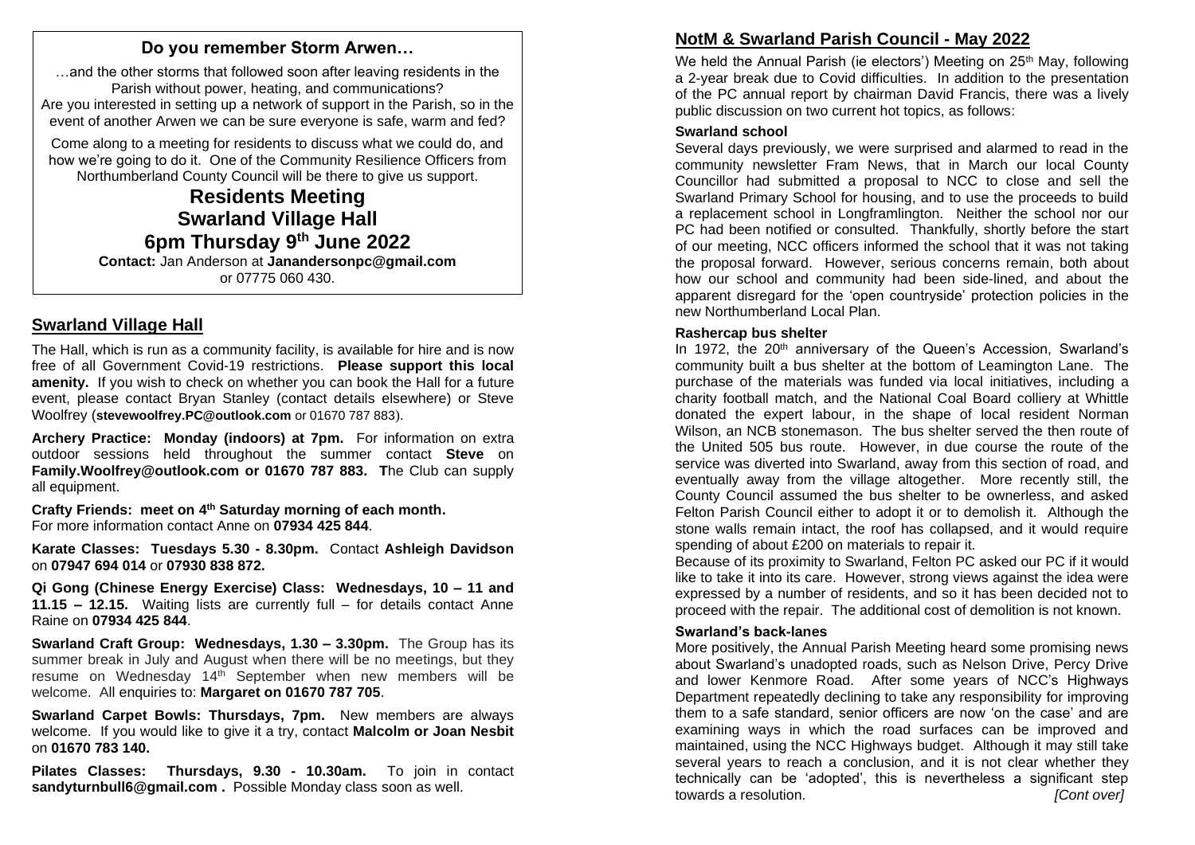## Do you remember Storm Arwen…

…and the other storms that followed soon after leaving residents in the Parish without power, heating, and communications?
Are you interested in setting up a network of support in the Parish, so in the event of another Arwen we can be sure everyone is safe, warm and fed?

Come along to a meeting for residents to discuss what we could do, and how we're going to do it. One of the Community Resilience Officers from Northumberland County Council will be there to give us support.

# Residents Meeting
# Swarland Village Hall
# 6pm Thursday 9th June 2022

**Contact:** Jan Anderson at **Janandersonpc@gmail.com** or 07775 060 430.

## Swarland Village Hall

The Hall, which is run as a community facility, is available for hire and is now free of all Government Covid-19 restrictions. **Please support this local amenity.** If you wish to check on whether you can book the Hall for a future event, please contact Bryan Stanley (contact details elsewhere) or Steve Woolfrey (**stevewoolfrey.PC@outlook.com** or 01670 787 883).

**Archery Practice: Monday (indoors) at 7pm.** For information on extra outdoor sessions held throughout the summer contact **Steve** on **Family.Woolfrey@outlook.com or 01670 787 883. T**he Club can supply all equipment.

**Crafty Friends: meet on 4th Saturday morning of each month.**
For more information contact Anne on **07934 425 844**.

**Karate Classes: Tuesdays 5.30 - 8.30pm.** Contact **Ashleigh Davidson** on **07947 694 014** or **07930 838 872.**

**Qi Gong (Chinese Energy Exercise) Class: Wednesdays, 10 – 11 and 11.15 – 12.15.** Waiting lists are currently full – for details contact Anne Raine on **07934 425 844**.

**Swarland Craft Group: Wednesdays, 1.30 – 3.30pm.** The Group has its summer break in July and August when there will be no meetings, but they resume on Wednesday 14th September when new members will be welcome. All enquiries to: **Margaret on 01670 787 705**.

**Swarland Carpet Bowls: Thursdays, 7pm.** New members are always welcome. If you would like to give it a try, contact **Malcolm or Joan Nesbit** on **01670 783 140.**

**Pilates Classes: Thursdays, 9.30 - 10.30am.** To join in contact **sandyturnbull6@gmail.com .** Possible Monday class soon as well.

## NotM & Swarland Parish Council - May 2022

We held the Annual Parish (ie electors') Meeting on 25th May, following a 2-year break due to Covid difficulties. In addition to the presentation of the PC annual report by chairman David Francis, there was a lively public discussion on two current hot topics, as follows:

### Swarland school

Several days previously, we were surprised and alarmed to read in the community newsletter Fram News, that in March our local County Councillor had submitted a proposal to NCC to close and sell the Swarland Primary School for housing, and to use the proceeds to build a replacement school in Longframlington. Neither the school nor our PC had been notified or consulted. Thankfully, shortly before the start of our meeting, NCC officers informed the school that it was not taking the proposal forward. However, serious concerns remain, both about how our school and community had been side-lined, and about the apparent disregard for the 'open countryside' protection policies in the new Northumberland Local Plan.

### Rashercap bus shelter

In 1972, the 20th anniversary of the Queen's Accession, Swarland's community built a bus shelter at the bottom of Leamington Lane. The purchase of the materials was funded via local initiatives, including a charity football match, and the National Coal Board colliery at Whittle donated the expert labour, in the shape of local resident Norman Wilson, an NCB stonemason. The bus shelter served the then route of the United 505 bus route. However, in due course the route of the service was diverted into Swarland, away from this section of road, and eventually away from the village altogether. More recently still, the County Council assumed the bus shelter to be ownerless, and asked Felton Parish Council either to adopt it or to demolish it. Although the stone walls remain intact, the roof has collapsed, and it would require spending of about £200 on materials to repair it.

Because of its proximity to Swarland, Felton PC asked our PC if it would like to take it into its care. However, strong views against the idea were expressed by a number of residents, and so it has been decided not to proceed with the repair. The additional cost of demolition is not known.

### Swarland's back-lanes

More positively, the Annual Parish Meeting heard some promising news about Swarland's unadopted roads, such as Nelson Drive, Percy Drive and lower Kenmore Road. After some years of NCC's Highways Department repeatedly declining to take any responsibility for improving them to a safe standard, senior officers are now 'on the case' and are examining ways in which the road surfaces can be improved and maintained, using the NCC Highways budget. Although it may still take several years to reach a conclusion, and it is not clear whether they technically can be 'adopted', this is nevertheless a significant step towards a resolution. *[Cont over]*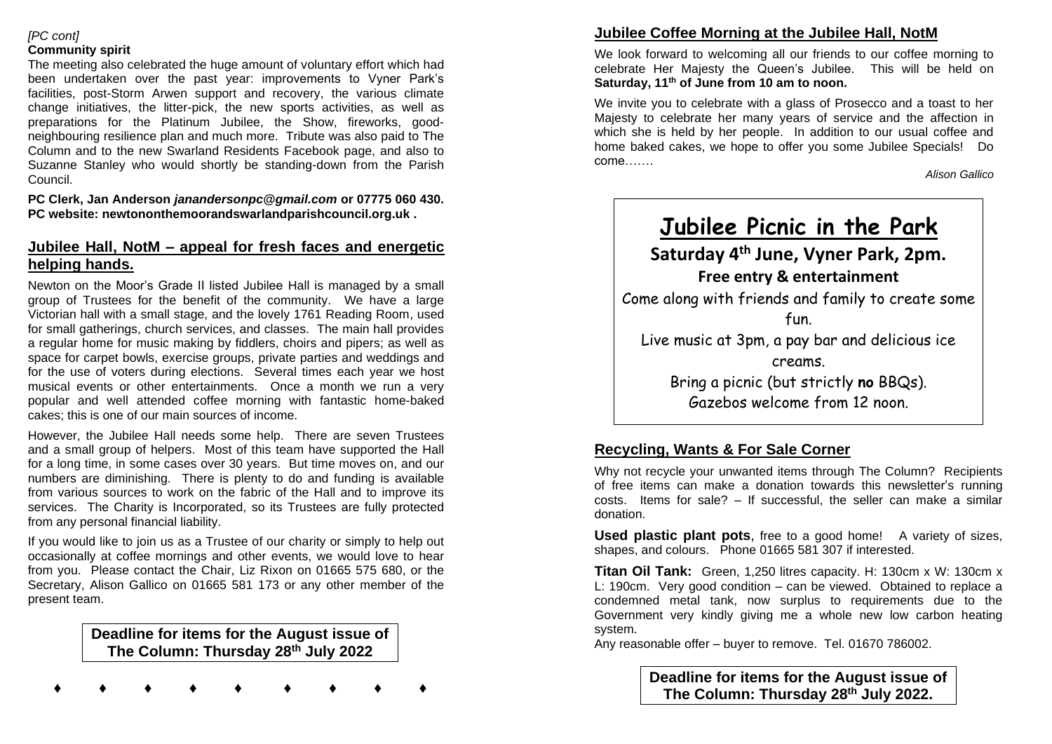*[PC cont]*

**Community spirit**

The meeting also celebrated the huge amount of voluntary effort which had been undertaken over the past year: improvements to Vyner Park's facilities, post-Storm Arwen support and recovery, the various climate change initiatives, the litter-pick, the new sports activities, as well as preparations for the Platinum Jubilee, the Show, fireworks, good-neighbouring resilience plan and much more. Tribute was also paid to The Column and to the new Swarland Residents Facebook page, and also to Suzanne Stanley who would shortly be standing-down from the Parish Council.

**PC Clerk, Jan Anderson *janandersonpc@gmail.com* or 07775 060 430.**
**PC website: newtononthemoorandswarlandparishcouncil.org.uk .**

## Jubilee Hall, NotM – appeal for fresh faces and energetic helping hands.

Newton on the Moor's Grade II listed Jubilee Hall is managed by a small group of Trustees for the benefit of the community. We have a large Victorian hall with a small stage, and the lovely 1761 Reading Room, used for small gatherings, church services, and classes. The main hall provides a regular home for music making by fiddlers, choirs and pipers; as well as space for carpet bowls, exercise groups, private parties and weddings and for the use of voters during elections. Several times each year we host musical events or other entertainments. Once a month we run a very popular and well attended coffee morning with fantastic home-baked cakes; this is one of our main sources of income.

However, the Jubilee Hall needs some help. There are seven Trustees and a small group of helpers. Most of this team have supported the Hall for a long time, in some cases over 30 years. But time moves on, and our numbers are diminishing. There is plenty to do and funding is available from various sources to work on the fabric of the Hall and to improve its services. The Charity is Incorporated, so its Trustees are fully protected from any personal financial liability.

If you would like to join us as a Trustee of our charity or simply to help out occasionally at coffee mornings and other events, we would love to hear from you. Please contact the Chair, Liz Rixon on 01665 575 680, or the Secretary, Alison Gallico on 01665 581 173 or any other member of the present team.

**Deadline for items for the August issue of The Column: Thursday 28th July 2022**

♦ ♦ ♦ ♦ ♦ ♦ ♦ ♦ ♦

## Jubilee Coffee Morning at the Jubilee Hall, NotM

We look forward to welcoming all our friends to our coffee morning to celebrate Her Majesty the Queen's Jubilee. This will be held on **Saturday, 11th of June from 10 am to noon.**

We invite you to celebrate with a glass of Prosecco and a toast to her Majesty to celebrate her many years of service and the affection in which she is held by her people. In addition to our usual coffee and home baked cakes, we hope to offer you some Jubilee Specials! Do come…….

*Alison Gallico*

# Jubilee Picnic in the Park

**Saturday 4th June, Vyner Park, 2pm.**

**Free entry & entertainment**

Come along with friends and family to create some fun.

Live music at 3pm, a pay bar and delicious ice creams.

Bring a picnic (but strictly **no** BBQs).

Gazebos welcome from 12 noon.

## Recycling, Wants & For Sale Corner

Why not recycle your unwanted items through The Column? Recipients of free items can make a donation towards this newsletter's running costs. Items for sale? – If successful, the seller can make a similar donation.

**Used plastic plant pots**, free to a good home! A variety of sizes, shapes, and colours. Phone 01665 581 307 if interested.

**Titan Oil Tank:** Green, 1,250 litres capacity. H: 130cm x W: 130cm x L: 190cm. Very good condition – can be viewed. Obtained to replace a condemned metal tank, now surplus to requirements due to the Government very kindly giving me a whole new low carbon heating system.

Any reasonable offer – buyer to remove. Tel. 01670 786002.

**Deadline for items for the August issue of The Column: Thursday 28th July 2022.**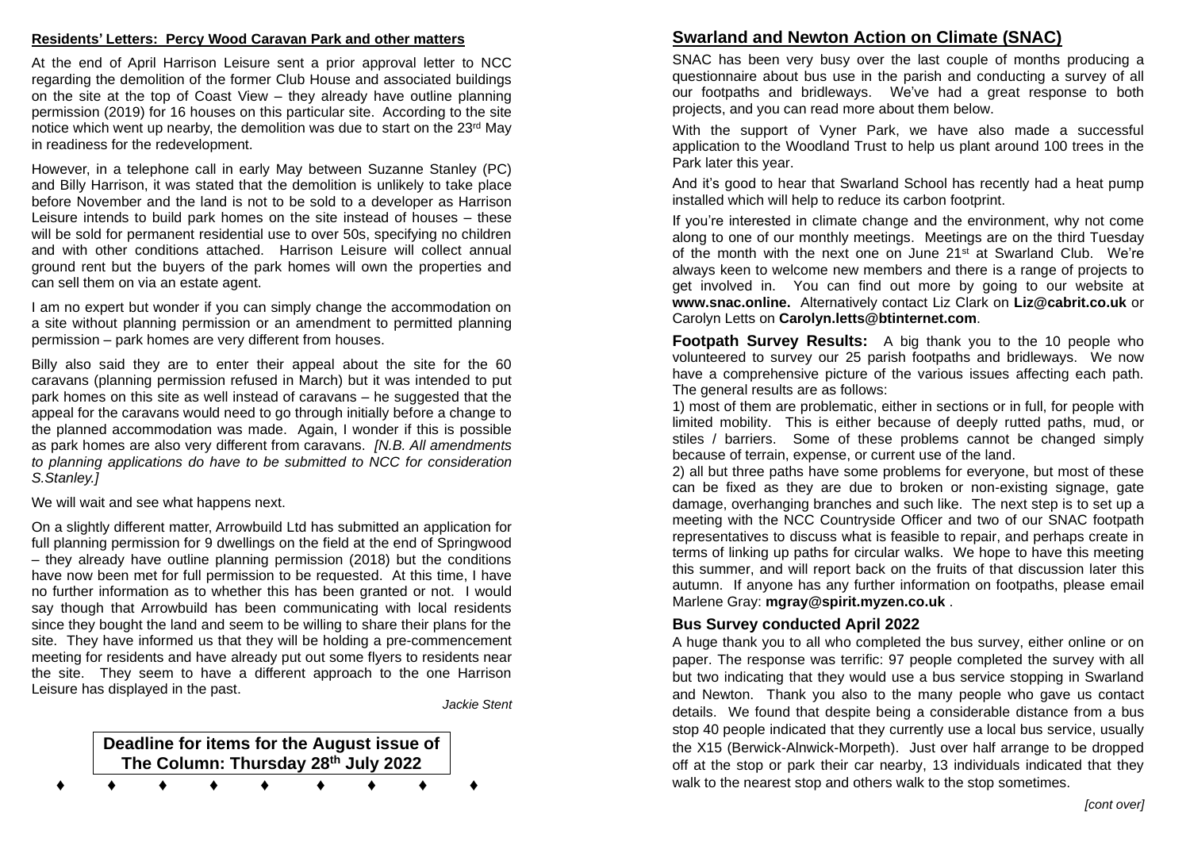**Residents' Letters: Percy Wood Caravan Park and other matters**

At the end of April Harrison Leisure sent a prior approval letter to NCC regarding the demolition of the former Club House and associated buildings on the site at the top of Coast View – they already have outline planning permission (2019) for 16 houses on this particular site. According to the site notice which went up nearby, the demolition was due to start on the 23rd May in readiness for the redevelopment.

However, in a telephone call in early May between Suzanne Stanley (PC) and Billy Harrison, it was stated that the demolition is unlikely to take place before November and the land is not to be sold to a developer as Harrison Leisure intends to build park homes on the site instead of houses – these will be sold for permanent residential use to over 50s, specifying no children and with other conditions attached. Harrison Leisure will collect annual ground rent but the buyers of the park homes will own the properties and can sell them on via an estate agent.

I am no expert but wonder if you can simply change the accommodation on a site without planning permission or an amendment to permitted planning permission – park homes are very different from houses.

Billy also said they are to enter their appeal about the site for the 60 caravans (planning permission refused in March) but it was intended to put park homes on this site as well instead of caravans – he suggested that the appeal for the caravans would need to go through initially before a change to the planned accommodation was made. Again, I wonder if this is possible as park homes are also very different from caravans. *[N.B. All amendments to planning applications do have to be submitted to NCC for consideration S.Stanley.]*

We will wait and see what happens next.

On a slightly different matter, Arrowbuild Ltd has submitted an application for full planning permission for 9 dwellings on the field at the end of Springwood – they already have outline planning permission (2018) but the conditions have now been met for full permission to be requested. At this time, I have no further information as to whether this has been granted or not. I would say though that Arrowbuild has been communicating with local residents since they bought the land and seem to be willing to share their plans for the site. They have informed us that they will be holding a pre-commencement meeting for residents and have already put out some flyers to residents near the site. They seem to have a different approach to the one Harrison Leisure has displayed in the past.

*Jackie Stent*

**Deadline for items for the August issue of The Column: Thursday 28th July 2022**

♦ ♦ ♦ ♦ ♦ ♦ ♦ ♦ ♦

## Swarland and Newton Action on Climate (SNAC)

SNAC has been very busy over the last couple of months producing a questionnaire about bus use in the parish and conducting a survey of all our footpaths and bridleways. We've had a great response to both projects, and you can read more about them below.

With the support of Vyner Park, we have also made a successful application to the Woodland Trust to help us plant around 100 trees in the Park later this year.

And it's good to hear that Swarland School has recently had a heat pump installed which will help to reduce its carbon footprint.

If you're interested in climate change and the environment, why not come along to one of our monthly meetings. Meetings are on the third Tuesday of the month with the next one on June 21st at Swarland Club. We're always keen to welcome new members and there is a range of projects to get involved in. You can find out more by going to our website at **www.snac.online.** Alternatively contact Liz Clark on **Liz@cabrit.co.uk** or Carolyn Letts on **Carolyn.letts@btinternet.com**.

**Footpath Survey Results:** A big thank you to the 10 people who volunteered to survey our 25 parish footpaths and bridleways. We now have a comprehensive picture of the various issues affecting each path. The general results are as follows:

1) most of them are problematic, either in sections or in full, for people with limited mobility. This is either because of deeply rutted paths, mud, or stiles / barriers. Some of these problems cannot be changed simply because of terrain, expense, or current use of the land.

2) all but three paths have some problems for everyone, but most of these can be fixed as they are due to broken or non-existing signage, gate damage, overhanging branches and such like. The next step is to set up a meeting with the NCC Countryside Officer and two of our SNAC footpath representatives to discuss what is feasible to repair, and perhaps create in terms of linking up paths for circular walks. We hope to have this meeting this summer, and will report back on the fruits of that discussion later this autumn. If anyone has any further information on footpaths, please email Marlene Gray: **mgray@spirit.myzen.co.uk** .

### Bus Survey conducted April 2022

A huge thank you to all who completed the bus survey, either online or on paper. The response was terrific: 97 people completed the survey with all but two indicating that they would use a bus service stopping in Swarland and Newton. Thank you also to the many people who gave us contact details. We found that despite being a considerable distance from a bus stop 40 people indicated that they currently use a local bus service, usually the X15 (Berwick-Alnwick-Morpeth). Just over half arrange to be dropped off at the stop or park their car nearby, 13 individuals indicated that they walk to the nearest stop and others walk to the stop sometimes.

*[cont over]*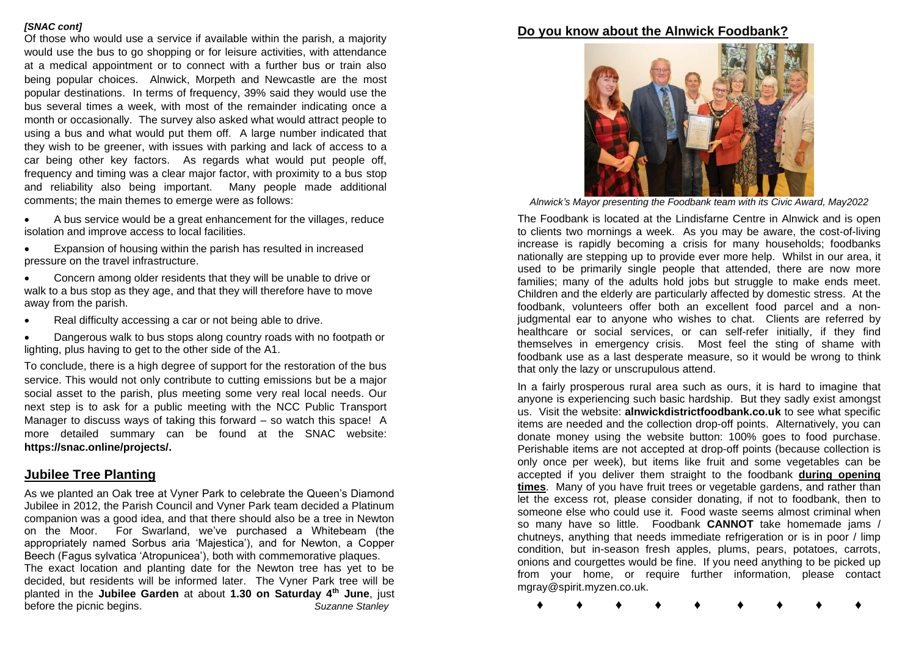*[SNAC cont]*

Of those who would use a service if available within the parish, a majority would use the bus to go shopping or for leisure activities, with attendance at a medical appointment or to connect with a further bus or train also being popular choices. Alnwick, Morpeth and Newcastle are the most popular destinations. In terms of frequency, 39% said they would use the bus several times a week, with most of the remainder indicating once a month or occasionally. The survey also asked what would attract people to using a bus and what would put them off. A large number indicated that they wish to be greener, with issues with parking and lack of access to a car being other key factors. As regards what would put people off, frequency and timing was a clear major factor, with proximity to a bus stop and reliability also being important. Many people made additional comments; the main themes to emerge were as follows:

- A bus service would be a great enhancement for the villages, reduce isolation and improve access to local facilities.
- Expansion of housing within the parish has resulted in increased pressure on the travel infrastructure.
- Concern among older residents that they will be unable to drive or walk to a bus stop as they age, and that they will therefore have to move away from the parish.
- Real difficulty accessing a car or not being able to drive.
- Dangerous walk to bus stops along country roads with no footpath or lighting, plus having to get to the other side of the A1.

To conclude, there is a high degree of support for the restoration of the bus service. This would not only contribute to cutting emissions but be a major social asset to the parish, plus meeting some very real local needs. Our next step is to ask for a public meeting with the NCC Public Transport Manager to discuss ways of taking this forward – so watch this space! A more detailed summary can be found at the SNAC website: **https://snac.online/projects/.**

## Jubilee Tree Planting

As we planted an Oak tree at Vyner Park to celebrate the Queen's Diamond Jubilee in 2012, the Parish Council and Vyner Park team decided a Platinum companion was a good idea, and that there should also be a tree in Newton on the Moor. For Swarland, we've purchased a Whitebeam (the appropriately named Sorbus aria 'Majestica'), and for Newton, a Copper Beech (Fagus sylvatica 'Atropunicea'), both with commemorative plaques.

The exact location and planting date for the Newton tree has yet to be decided, but residents will be informed later. The Vyner Park tree will be planted in the **Jubilee Garden** at about **1.30 on Saturday 4th June**, just before the picnic begins.

*Suzanne Stanley*

## Do you know about the Alnwick Foodbank?

*Alnwick's Mayor presenting the Foodbank team with its Civic Award, May2022*

The Foodbank is located at the Lindisfarne Centre in Alnwick and is open to clients two mornings a week. As you may be aware, the cost-of-living increase is rapidly becoming a crisis for many households; foodbanks nationally are stepping up to provide ever more help. Whilst in our area, it used to be primarily single people that attended, there are now more families; many of the adults hold jobs but struggle to make ends meet. Children and the elderly are particularly affected by domestic stress. At the foodbank, volunteers offer both an excellent food parcel and a non-judgmental ear to anyone who wishes to chat. Clients are referred by healthcare or social services, or can self-refer initially, if they find themselves in emergency crisis. Most feel the sting of shame with foodbank use as a last desperate measure, so it would be wrong to think that only the lazy or unscrupulous attend.

In a fairly prosperous rural area such as ours, it is hard to imagine that anyone is experiencing such basic hardship. But they sadly exist amongst us. Visit the website: **alnwickdistrictfoodbank.co.uk** to see what specific items are needed and the collection drop-off points. Alternatively, you can donate money using the website button: 100% goes to food purchase. Perishable items are not accepted at drop-off points (because collection is only once per week), but items like fruit and some vegetables can be accepted if you deliver them straight to the foodbank **during opening times**. Many of you have fruit trees or vegetable gardens, and rather than let the excess rot, please consider donating, if not to foodbank, then to someone else who could use it. Food waste seems almost criminal when so many have so little. Foodbank **CANNOT** take homemade jams / chutneys, anything that needs immediate refrigeration or is in poor / limp condition, but in-season fresh apples, plums, pears, potatoes, carrots, onions and courgettes would be fine. If you need anything to be picked up from your home, or require further information, please contact mgray@spirit.myzen.co.uk.

♦ ♦ ♦ ♦ ♦ ♦ ♦ ♦ ♦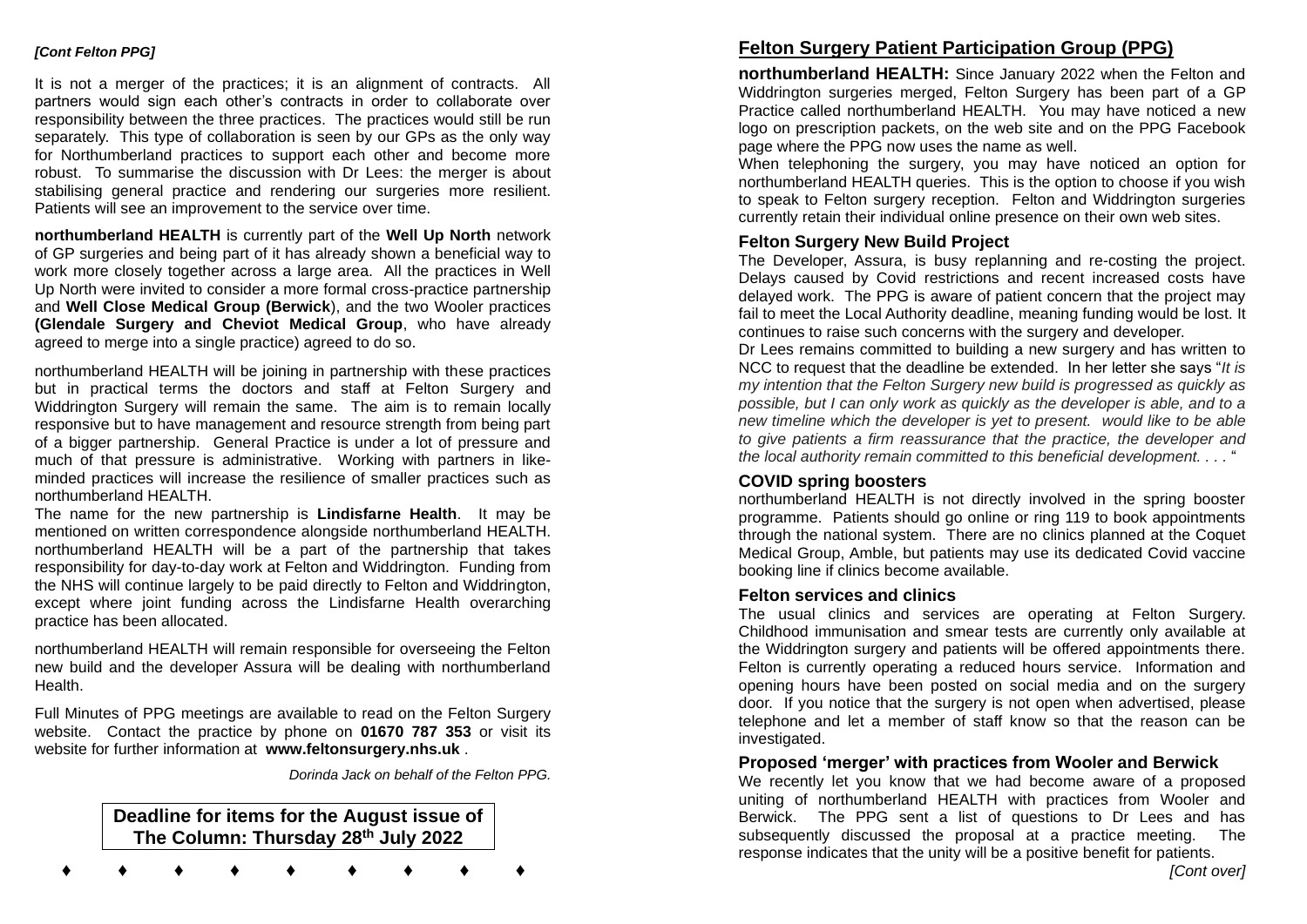***[Cont Felton PPG]***

It is not a merger of the practices; it is an alignment of contracts. All partners would sign each other's contracts in order to collaborate over responsibility between the three practices. The practices would still be run separately. This type of collaboration is seen by our GPs as the only way for Northumberland practices to support each other and become more robust. To summarise the discussion with Dr Lees: the merger is about stabilising general practice and rendering our surgeries more resilient. Patients will see an improvement to the service over time.

**northumberland HEALTH** is currently part of the **Well Up North** network of GP surgeries and being part of it has already shown a beneficial way to work more closely together across a large area. All the practices in Well Up North were invited to consider a more formal cross-practice partnership and **Well Close Medical Group (Berwick**), and the two Wooler practices **(Glendale Surgery and Cheviot Medical Group**, who have already agreed to merge into a single practice) agreed to do so.

northumberland HEALTH will be joining in partnership with these practices but in practical terms the doctors and staff at Felton Surgery and Widdrington Surgery will remain the same. The aim is to remain locally responsive but to have management and resource strength from being part of a bigger partnership. General Practice is under a lot of pressure and much of that pressure is administrative. Working with partners in like-minded practices will increase the resilience of smaller practices such as northumberland HEALTH.

The name for the new partnership is **Lindisfarne Health**. It may be mentioned on written correspondence alongside northumberland HEALTH. northumberland HEALTH will be a part of the partnership that takes responsibility for day-to-day work at Felton and Widdrington. Funding from the NHS will continue largely to be paid directly to Felton and Widdrington, except where joint funding across the Lindisfarne Health overarching practice has been allocated.

northumberland HEALTH will remain responsible for overseeing the Felton new build and the developer Assura will be dealing with northumberland Health.

Full Minutes of PPG meetings are available to read on the Felton Surgery website. Contact the practice by phone on **01670 787 353** or visit its website for further information at **www.feltonsurgery.nhs.uk** .

*Dorinda Jack on behalf of the Felton PPG.*

**Deadline for items for the August issue of The Column: Thursday 28th July 2022**

♦ ♦ ♦ ♦ ♦ ♦ ♦ ♦ ♦

## Felton Surgery Patient Participation Group (PPG)

**northumberland HEALTH:** Since January 2022 when the Felton and Widdrington surgeries merged, Felton Surgery has been part of a GP Practice called northumberland HEALTH. You may have noticed a new logo on prescription packets, on the web site and on the PPG Facebook page where the PPG now uses the name as well.

When telephoning the surgery, you may have noticed an option for northumberland HEALTH queries. This is the option to choose if you wish to speak to Felton surgery reception. Felton and Widdrington surgeries currently retain their individual online presence on their own web sites.

### Felton Surgery New Build Project

The Developer, Assura, is busy replanning and re-costing the project. Delays caused by Covid restrictions and recent increased costs have delayed work. The PPG is aware of patient concern that the project may fail to meet the Local Authority deadline, meaning funding would be lost. It continues to raise such concerns with the surgery and developer.

Dr Lees remains committed to building a new surgery and has written to NCC to request that the deadline be extended. In her letter she says "*It is my intention that the Felton Surgery new build is progressed as quickly as possible, but I can only work as quickly as the developer is able, and to a new timeline which the developer is yet to present. would like to be able to give patients a firm reassurance that the practice, the developer and the local authority remain committed to this beneficial development. . . .* "

### COVID spring boosters

northumberland HEALTH is not directly involved in the spring booster programme. Patients should go online or ring 119 to book appointments through the national system. There are no clinics planned at the Coquet Medical Group, Amble, but patients may use its dedicated Covid vaccine booking line if clinics become available.

### Felton services and clinics

The usual clinics and services are operating at Felton Surgery. Childhood immunisation and smear tests are currently only available at the Widdrington surgery and patients will be offered appointments there. Felton is currently operating a reduced hours service. Information and opening hours have been posted on social media and on the surgery door. If you notice that the surgery is not open when advertised, please telephone and let a member of staff know so that the reason can be investigated.

### Proposed 'merger' with practices from Wooler and Berwick

We recently let you know that we had become aware of a proposed uniting of northumberland HEALTH with practices from Wooler and Berwick. The PPG sent a list of questions to Dr Lees and has subsequently discussed the proposal at a practice meeting. The response indicates that the unity will be a positive benefit for patients.

*[Cont over]*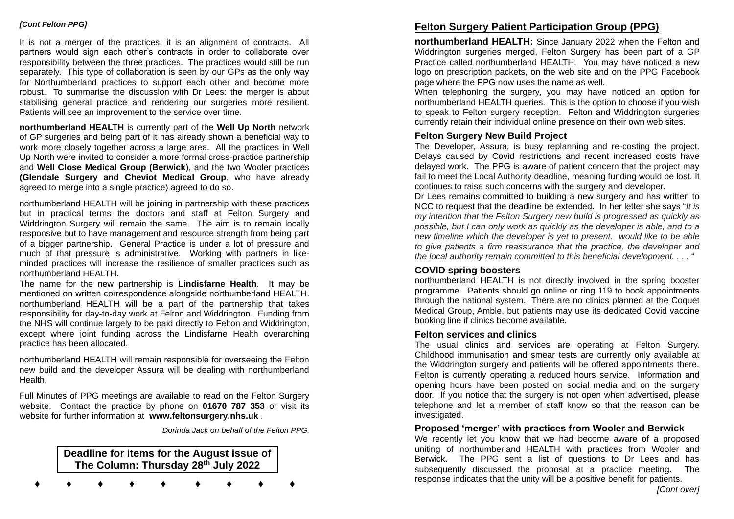*[Cont Felton PPG]*

It is not a merger of the practices; it is an alignment of contracts. All partners would sign each other's contracts in order to collaborate over responsibility between the three practices. The practices would still be run separately. This type of collaboration is seen by our GPs as the only way for Northumberland practices to support each other and become more robust. To summarise the discussion with Dr Lees: the merger is about stabilising general practice and rendering our surgeries more resilient. Patients will see an improvement to the service over time.

**northumberland HEALTH** is currently part of the **Well Up North** network of GP surgeries and being part of it has already shown a beneficial way to work more closely together across a large area. All the practices in Well Up North were invited to consider a more formal cross-practice partnership and **Well Close Medical Group (Berwick**), and the two Wooler practices **(Glendale Surgery and Cheviot Medical Group**, who have already agreed to merge into a single practice) agreed to do so.

northumberland HEALTH will be joining in partnership with these practices but in practical terms the doctors and staff at Felton Surgery and Widdrington Surgery will remain the same. The aim is to remain locally responsive but to have management and resource strength from being part of a bigger partnership. General Practice is under a lot of pressure and much of that pressure is administrative. Working with partners in like-minded practices will increase the resilience of smaller practices such as northumberland HEALTH.

The name for the new partnership is **Lindisfarne Health**. It may be mentioned on written correspondence alongside northumberland HEALTH. northumberland HEALTH will be a part of the partnership that takes responsibility for day-to-day work at Felton and Widdrington. Funding from the NHS will continue largely to be paid directly to Felton and Widdrington, except where joint funding across the Lindisfarne Health overarching practice has been allocated.

northumberland HEALTH will remain responsible for overseeing the Felton new build and the developer Assura will be dealing with northumberland Health.

Full Minutes of PPG meetings are available to read on the Felton Surgery website. Contact the practice by phone on **01670 787 353** or visit its website for further information at **www.feltonsurgery.nhs.uk** .

*Dorinda Jack on behalf of the Felton PPG.*

**Deadline for items for the August issue of The Column: Thursday 28th July 2022**

♦ ♦ ♦ ♦ ♦ ♦ ♦ ♦ ♦

## Felton Surgery Patient Participation Group (PPG)

**northumberland HEALTH:** Since January 2022 when the Felton and Widdrington surgeries merged, Felton Surgery has been part of a GP Practice called northumberland HEALTH. You may have noticed a new logo on prescription packets, on the web site and on the PPG Facebook page where the PPG now uses the name as well.

When telephoning the surgery, you may have noticed an option for northumberland HEALTH queries. This is the option to choose if you wish to speak to Felton surgery reception. Felton and Widdrington surgeries currently retain their individual online presence on their own web sites.

### Felton Surgery New Build Project

The Developer, Assura, is busy replanning and re-costing the project. Delays caused by Covid restrictions and recent increased costs have delayed work. The PPG is aware of patient concern that the project may fail to meet the Local Authority deadline, meaning funding would be lost. It continues to raise such concerns with the surgery and developer.

Dr Lees remains committed to building a new surgery and has written to NCC to request that the deadline be extended. In her letter she says "*It is my intention that the Felton Surgery new build is progressed as quickly as possible, but I can only work as quickly as the developer is able, and to a new timeline which the developer is yet to present. would like to be able to give patients a firm reassurance that the practice, the developer and the local authority remain committed to this beneficial development. . . .* "

### COVID spring boosters

northumberland HEALTH is not directly involved in the spring booster programme. Patients should go online or ring 119 to book appointments through the national system. There are no clinics planned at the Coquet Medical Group, Amble, but patients may use its dedicated Covid vaccine booking line if clinics become available.

### Felton services and clinics

The usual clinics and services are operating at Felton Surgery. Childhood immunisation and smear tests are currently only available at the Widdrington surgery and patients will be offered appointments there. Felton is currently operating a reduced hours service. Information and opening hours have been posted on social media and on the surgery door. If you notice that the surgery is not open when advertised, please telephone and let a member of staff know so that the reason can be investigated.

### Proposed 'merger' with practices from Wooler and Berwick

We recently let you know that we had become aware of a proposed uniting of northumberland HEALTH with practices from Wooler and Berwick. The PPG sent a list of questions to Dr Lees and has subsequently discussed the proposal at a practice meeting. The response indicates that the unity will be a positive benefit for patients.

*[Cont over]*